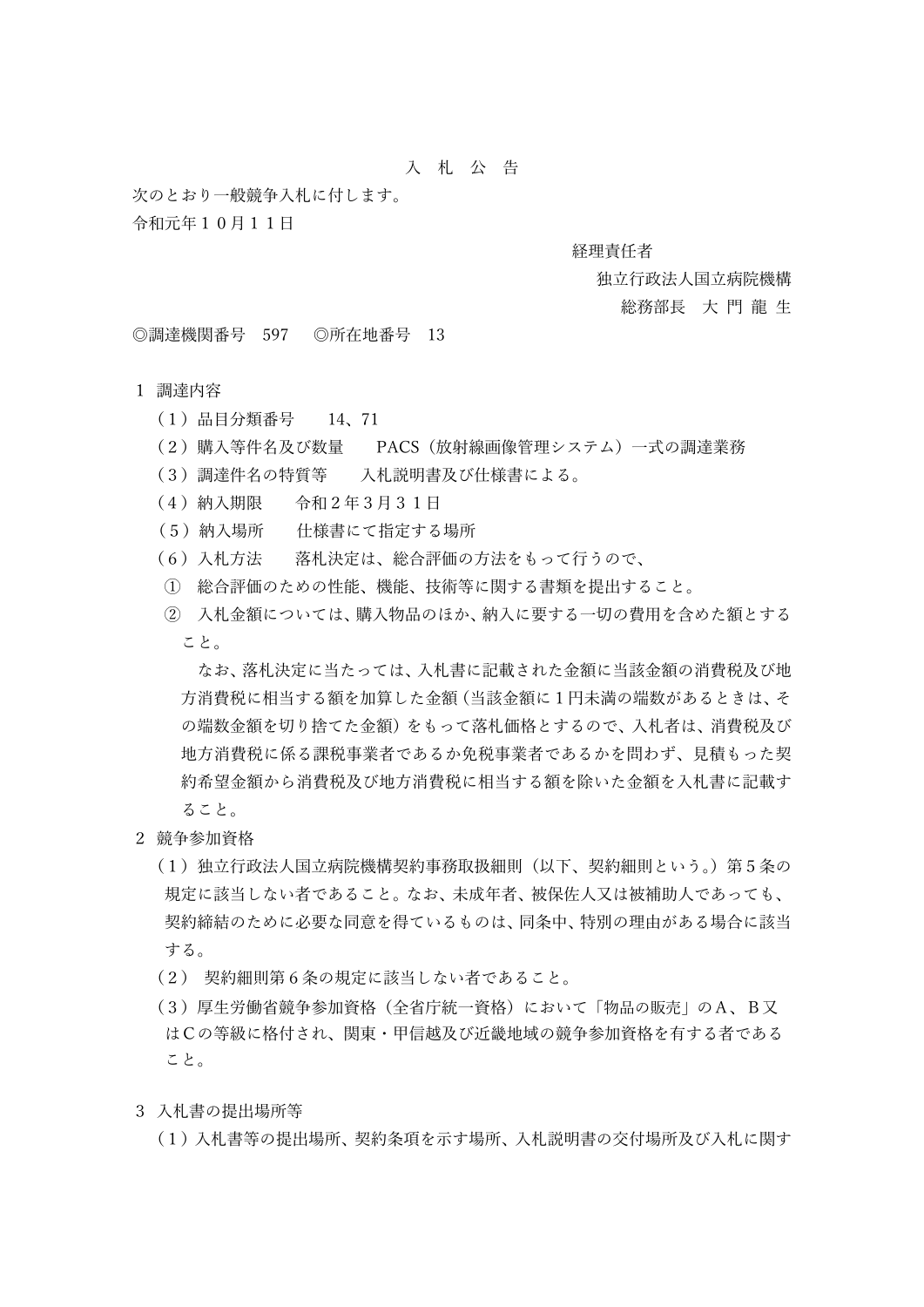# 入　札　公　告

次のとおり一般競争入札に付します。

令和元年１０月１１日

経理責任者
独立行政法人国立病院機構
総務部長　大 門 龍 生

◎調達機関番号　597　　◎所在地番号　13

１ 調達内容

（1）品目分類番号　　14、71

（2）購入等件名及び数量　　PACS（放射線画像管理システム）一式の調達業務

（3）調達件名の特質等　　入札説明書及び仕様書による。

（4）納入期限　　令和２年３月３１日

（5）納入場所　　仕様書にて指定する場所

（6）入札方法　　落札決定は、総合評価の方法をもって行うので、

①　総合評価のための性能、機能、技術等に関する書類を提出すること。

②　入札金額については、購入物品のほか、納入に要する一切の費用を含めた額とすること。

なお、落札決定に当たっては、入札書に記載された金額に当該金額の消費税及び地方消費税に相当する額を加算した金額（当該金額に１円未満の端数があるときは、その端数金額を切り捨てた金額）をもって落札価格とするので、入札者は、消費税及び地方消費税に係る課税事業者であるか免税事業者であるかを問わず、見積もった契約希望金額から消費税及び地方消費税に相当する額を除いた金額を入札書に記載すること。

２ 競争参加資格

（1）独立行政法人国立病院機構契約事務取扱細則（以下、契約細則という。）第５条の規定に該当しない者であること。なお、未成年者、被保佐人又は被補助人であっても、契約締結のために必要な同意を得ているものは、同条中、特別の理由がある場合に該当する。

（2） 契約細則第６条の規定に該当しない者であること。

（3）厚生労働省競争参加資格（全省庁統一資格）において「物品の販売」のＡ、Ｂ又はＣの等級に格付され、関東・甲信越及び近畿地域の競争参加資格を有する者であること。

３ 入札書の提出場所等

（1）入札書等の提出場所、契約条項を示す場所、入札説明書の交付場所及び入札に関す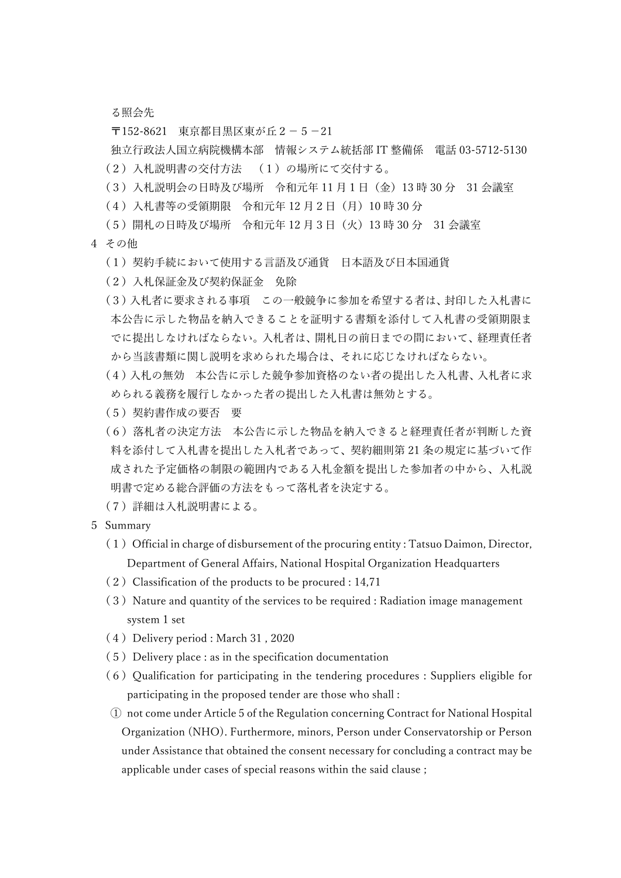る照会先

〒152-8621　東京都目黒区東が丘２－５－21

独立行政法人国立病院機構本部　情報システム統括部 IT 整備係　電話 03-5712-5130

（２）入札説明書の交付方法　（１）の場所にて交付する。

（３）入札説明会の日時及び場所　令和元年 11 月 1 日（金）13 時 30 分　31 会議室

（４）入札書等の受領期限　令和元年 12 月 2 日（月）10 時 30 分

（５）開札の日時及び場所　令和元年 12 月 3 日（火）13 時 30 分　31 会議室

4 その他

（１）契約手続において使用する言語及び通貨　日本語及び日本国通貨

（２）入札保証金及び契約保証金　免除

（３）入札者に要求される事項　この一般競争に参加を希望する者は、封印した入札書に本公告に示した物品を納入できることを証明する書類を添付して入札書の受領期限までに提出しなければならない。入札者は、開札日の前日までの間において、経理責任者から当該書類に関し説明を求められた場合は、それに応じなければならない。

（４）入札の無効　本公告に示した競争参加資格のない者の提出した入札書、入札者に求められる義務を履行しなかった者の提出した入札書は無効とする。

（５）契約書作成の要否　要

（６）落札者の決定方法　本公告に示した物品を納入できると経理責任者が判断した資料を添付して入札書を提出した入札者であって、契約細則第 21 条の規定に基づいて作成された予定価格の制限の範囲内である入札金額を提出した参加者の中から、入札説明書で定める総合評価の方法をもって落札者を決定する。

（７）詳細は入札説明書による。

5 Summary

（１）Official in charge of disbursement of the procuring entity : Tatsuo Daimon, Director, Department of General Affairs, National Hospital Organization Headquarters

（２）Classification of the products to be procured : 14,71

（３）Nature and quantity of the services to be required : Radiation image management system 1 set

（４）Delivery period : March 31 , 2020

（５）Delivery place : as in the specification documentation

（６）Qualification for participating in the tendering procedures : Suppliers eligible for participating in the proposed tender are those who shall :

① not come under Article 5 of the Regulation concerning Contract for National Hospital Organization (NHO). Furthermore, minors, Person under Conservatorship or Person under Assistance that obtained the consent necessary for concluding a contract may be applicable under cases of special reasons within the said clause ;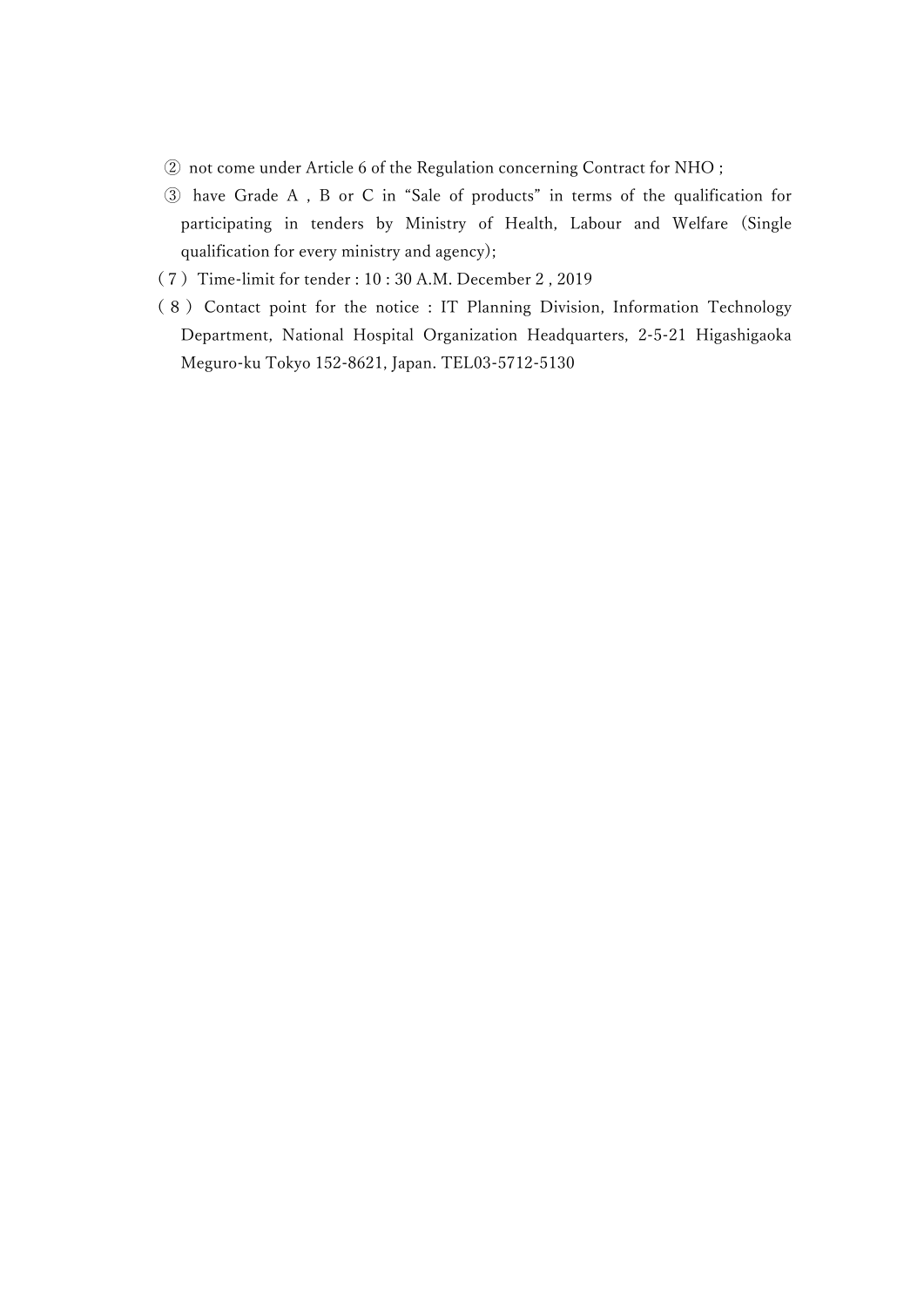② not come under Article 6 of the Regulation concerning Contract for NHO ;

③ have Grade A , B or C in “Sale of products” in terms of the qualification for participating in tenders by Ministry of Health, Labour and Welfare (Single qualification for every ministry and agency);

（７）Time-limit for tender : 10 : 30 A.M. December 2 , 2019

（８）Contact point for the notice : IT Planning Division, Information Technology Department, National Hospital Organization Headquarters, 2-5-21 Higashigaoka Meguro-ku Tokyo 152-8621, Japan. TEL03-5712-5130